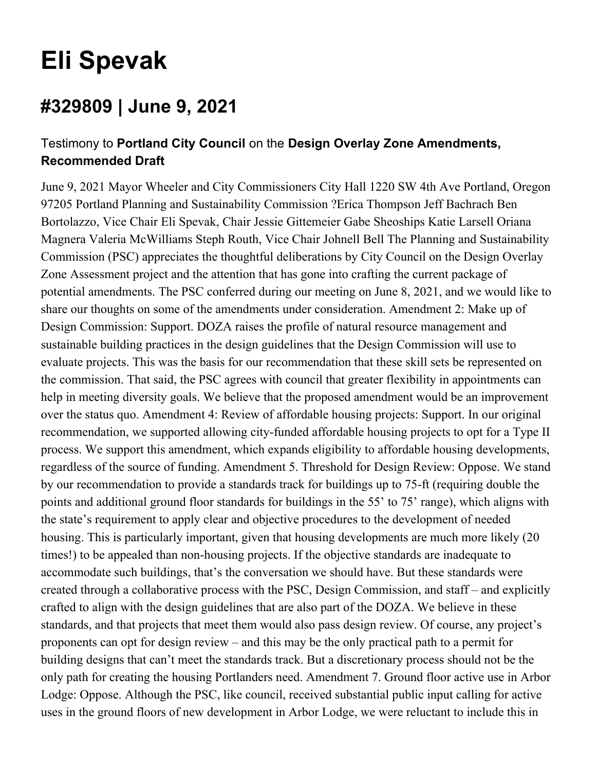# Eli Spevak

## #329809 | June 9, 2021

### Testimony to **Portland City Council** on the **Design Overlay Zone Amendments, Recommended Draft**

June 9, 2021 Mayor Wheeler and City Commissioners City Hall 1220 SW 4th Ave Portland, Oregon 97205 Portland Planning and Sustainability Commission ?Erica Thompson Jeff Bachrach Ben Bortolazzo, Vice Chair Eli Spevak, Chair Jessie Gittemeier Gabe Sheoships Katie Larsell Oriana Magnera Valeria McWilliams Steph Routh, Vice Chair Johnell Bell The Planning and Sustainability Commission (PSC) appreciates the thoughtful deliberations by City Council on the Design Overlay Zone Assessment project and the attention that has gone into crafting the current package of potential amendments. The PSC conferred during our meeting on June 8, 2021, and we would like to share our thoughts on some of the amendments under consideration. Amendment 2: Make up of Design Commission: Support. DOZA raises the profile of natural resource management and sustainable building practices in the design guidelines that the Design Commission will use to evaluate projects. This was the basis for our recommendation that these skill sets be represented on the commission. That said, the PSC agrees with council that greater flexibility in appointments can help in meeting diversity goals. We believe that the proposed amendment would be an improvement over the status quo. Amendment 4: Review of affordable housing projects: Support. In our original recommendation, we supported allowing city-funded affordable housing projects to opt for a Type II process. We support this amendment, which expands eligibility to affordable housing developments, regardless of the source of funding. Amendment 5. Threshold for Design Review: Oppose. We stand by our recommendation to provide a standards track for buildings up to 75-ft (requiring double the points and additional ground floor standards for buildings in the 55' to 75' range), which aligns with the state's requirement to apply clear and objective procedures to the development of needed housing. This is particularly important, given that housing developments are much more likely (20 times!) to be appealed than non-housing projects. If the objective standards are inadequate to accommodate such buildings, that's the conversation we should have. But these standards were created through a collaborative process with the PSC, Design Commission, and staff – and explicitly crafted to align with the design guidelines that are also part of the DOZA. We believe in these standards, and that projects that meet them would also pass design review. Of course, any project's proponents can opt for design review – and this may be the only practical path to a permit for building designs that can't meet the standards track. But a discretionary process should not be the only path for creating the housing Portlanders need. Amendment 7. Ground floor active use in Arbor Lodge: Oppose. Although the PSC, like council, received substantial public input calling for active uses in the ground floors of new development in Arbor Lodge, we were reluctant to include this in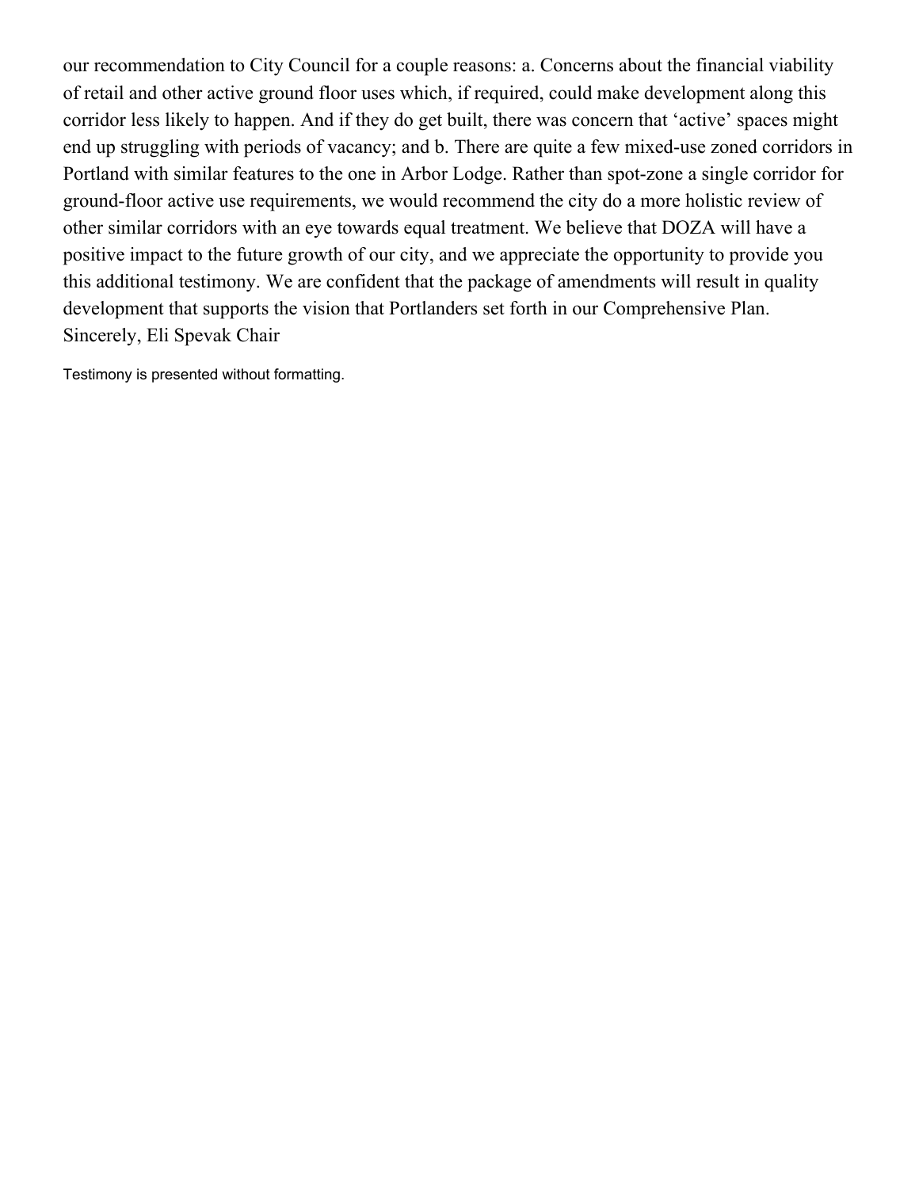our recommendation to City Council for a couple reasons: a. Concerns about the financial viability of retail and other active ground floor uses which, if required, could make development along this corridor less likely to happen. And if they do get built, there was concern that 'active' spaces might end up struggling with periods of vacancy; and b. There are quite a few mixed-use zoned corridors in Portland with similar features to the one in Arbor Lodge. Rather than spot-zone a single corridor for ground-floor active use requirements, we would recommend the city do a more holistic review of other similar corridors with an eye towards equal treatment. We believe that DOZA will have a positive impact to the future growth of our city, and we appreciate the opportunity to provide you this additional testimony. We are confident that the package of amendments will result in quality development that supports the vision that Portlanders set forth in our Comprehensive Plan. Sincerely, Eli Spevak Chair

Testimony is presented without formatting.